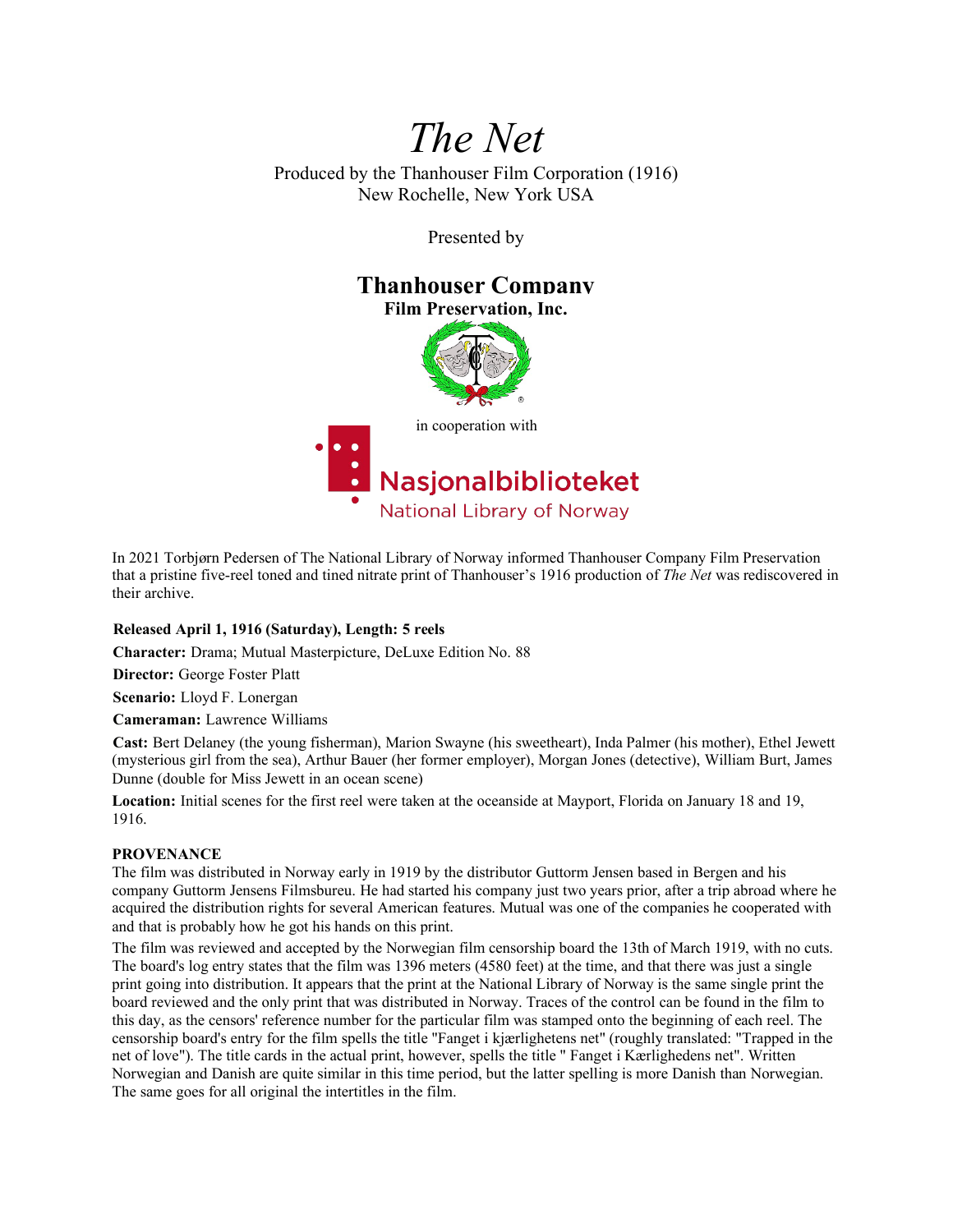# *The Net*

Produced by the Thanhouser Film Corporation (1916)
New Rochelle, New York USA

Presented by

**Thanhouser Company**
**Film Preservation, Inc.**

in cooperation with

Nasjonalbiblioteket
National Library of Norway

In 2021 Torbjørn Pedersen of The National Library of Norway informed Thanhouser Company Film Preservation that a pristine five-reel toned and tined nitrate print of Thanhouser's 1916 production of *The Net* was rediscovered in their archive.

**Released April 1, 1916 (Saturday), Length: 5 reels**

**Character:** Drama; Mutual Masterpicture, DeLuxe Edition No. 88

**Director:** George Foster Platt

**Scenario:** Lloyd F. Lonergan

**Cameraman:** Lawrence Williams

**Cast:** Bert Delaney (the young fisherman), Marion Swayne (his sweetheart), Inda Palmer (his mother), Ethel Jewett (mysterious girl from the sea), Arthur Bauer (her former employer), Morgan Jones (detective), William Burt, James Dunne (double for Miss Jewett in an ocean scene)

**Location:** Initial scenes for the first reel were taken at the oceanside at Mayport, Florida on January 18 and 19, 1916.

**PROVENANCE**

The film was distributed in Norway early in 1919 by the distributor Guttorm Jensen based in Bergen and his company Guttorm Jensens Filmsbureu. He had started his company just two years prior, after a trip abroad where he acquired the distribution rights for several American features. Mutual was one of the companies he cooperated with and that is probably how he got his hands on this print.

The film was reviewed and accepted by the Norwegian film censorship board the 13th of March 1919, with no cuts. The board's log entry states that the film was 1396 meters (4580 feet) at the time, and that there was just a single print going into distribution. It appears that the print at the National Library of Norway is the same single print the board reviewed and the only print that was distributed in Norway. Traces of the control can be found in the film to this day, as the censors' reference number for the particular film was stamped onto the beginning of each reel. The censorship board's entry for the film spells the title "Fanget i kjærlighetens net" (roughly translated: "Trapped in the net of love"). The title cards in the actual print, however, spells the title " Fanget i Kærlighedens net". Written Norwegian and Danish are quite similar in this time period, but the latter spelling is more Danish than Norwegian. The same goes for all original the intertitles in the film.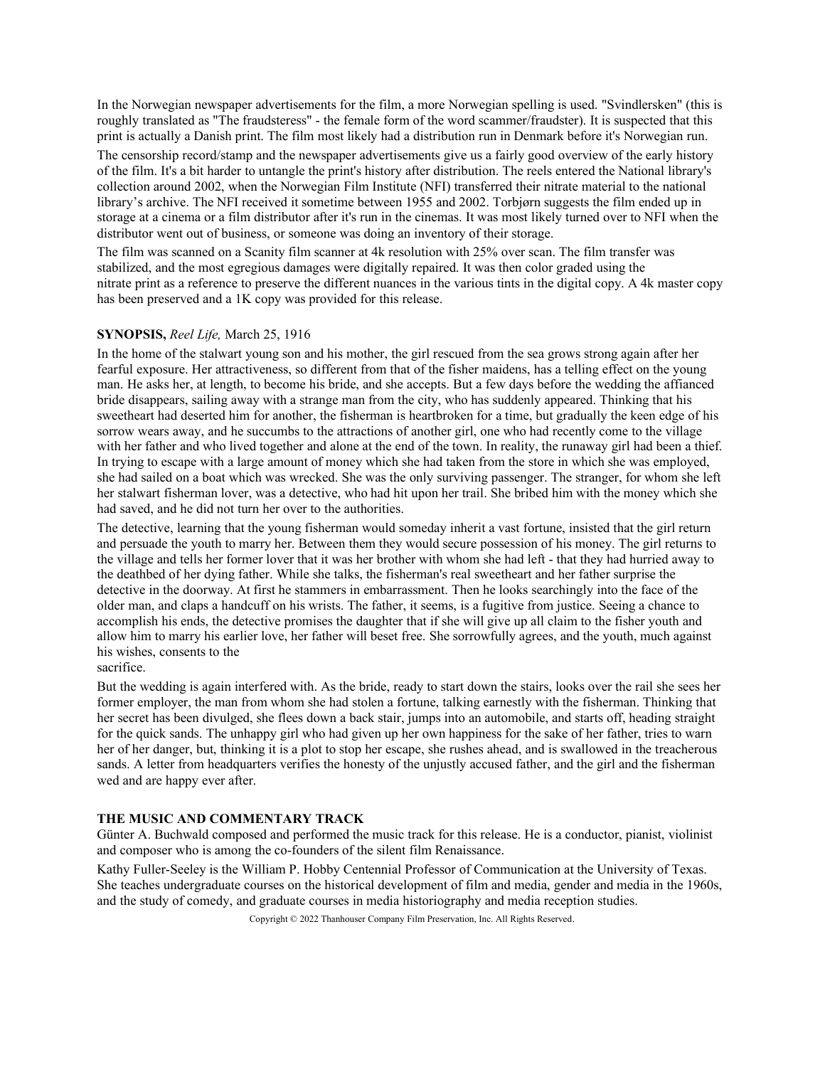In the Norwegian newspaper advertisements for the film, a more Norwegian spelling is used. "Svindlersken" (this is roughly translated as "The fraudsteress" - the female form of the word scammer/fraudster). It is suspected that this print is actually a Danish print. The film most likely had a distribution run in Denmark before it's Norwegian run.

The censorship record/stamp and the newspaper advertisements give us a fairly good overview of the early history of the film. It's a bit harder to untangle the print's history after distribution. The reels entered the National library's collection around 2002, when the Norwegian Film Institute (NFI) transferred their nitrate material to the national library's archive. The NFI received it sometime between 1955 and 2002. Torbjørn suggests the film ended up in storage at a cinema or a film distributor after it's run in the cinemas. It was most likely turned over to NFI when the distributor went out of business, or someone was doing an inventory of their storage.

The film was scanned on a Scanity film scanner at 4k resolution with 25% over scan. The film transfer was stabilized, and the most egregious damages were digitally repaired. It was then color graded using the nitrate print as a reference to preserve the different nuances in the various tints in the digital copy. A 4k master copy has been preserved and a 1K copy was provided for this release.

**SYNOPSIS,** *Reel Life,* March 25, 1916

In the home of the stalwart young son and his mother, the girl rescued from the sea grows strong again after her fearful exposure. Her attractiveness, so different from that of the fisher maidens, has a telling effect on the young man. He asks her, at length, to become his bride, and she accepts. But a few days before the wedding the affianced bride disappears, sailing away with a strange man from the city, who has suddenly appeared. Thinking that his sweetheart had deserted him for another, the fisherman is heartbroken for a time, but gradually the keen edge of his sorrow wears away, and he succumbs to the attractions of another girl, one who had recently come to the village with her father and who lived together and alone at the end of the town. In reality, the runaway girl had been a thief. In trying to escape with a large amount of money which she had taken from the store in which she was employed, she had sailed on a boat which was wrecked. She was the only surviving passenger. The stranger, for whom she left her stalwart fisherman lover, was a detective, who had hit upon her trail. She bribed him with the money which she had saved, and he did not turn her over to the authorities.

The detective, learning that the young fisherman would someday inherit a vast fortune, insisted that the girl return and persuade the youth to marry her. Between them they would secure possession of his money. The girl returns to the village and tells her former lover that it was her brother with whom she had left - that they had hurried away to the deathbed of her dying father. While she talks, the fisherman's real sweetheart and her father surprise the detective in the doorway. At first he stammers in embarrassment. Then he looks searchingly into the face of the older man, and claps a handcuff on his wrists. The father, it seems, is a fugitive from justice. Seeing a chance to accomplish his ends, the detective promises the daughter that if she will give up all claim to the fisher youth and allow him to marry his earlier love, her father will beset free. She sorrowfully agrees, and the youth, much against his wishes, consents to the sacrifice.

But the wedding is again interfered with. As the bride, ready to start down the stairs, looks over the rail she sees her former employer, the man from whom she had stolen a fortune, talking earnestly with the fisherman. Thinking that her secret has been divulged, she flees down a back stair, jumps into an automobile, and starts off, heading straight for the quick sands. The unhappy girl who had given up her own happiness for the sake of her father, tries to warn her of her danger, but, thinking it is a plot to stop her escape, she rushes ahead, and is swallowed in the treacherous sands. A letter from headquarters verifies the honesty of the unjustly accused father, and the girl and the fisherman wed and are happy ever after.

**THE MUSIC AND COMMENTARY TRACK**

Günter A. Buchwald composed and performed the music track for this release. He is a conductor, pianist, violinist and composer who is among the co-founders of the silent film Renaissance.

Kathy Fuller-Seeley is the William P. Hobby Centennial Professor of Communication at the University of Texas. She teaches undergraduate courses on the historical development of film and media, gender and media in the 1960s, and the study of comedy, and graduate courses in media historiography and media reception studies.

Copyright © 2022 Thanhouser Company Film Preservation, Inc. All Rights Reserved.